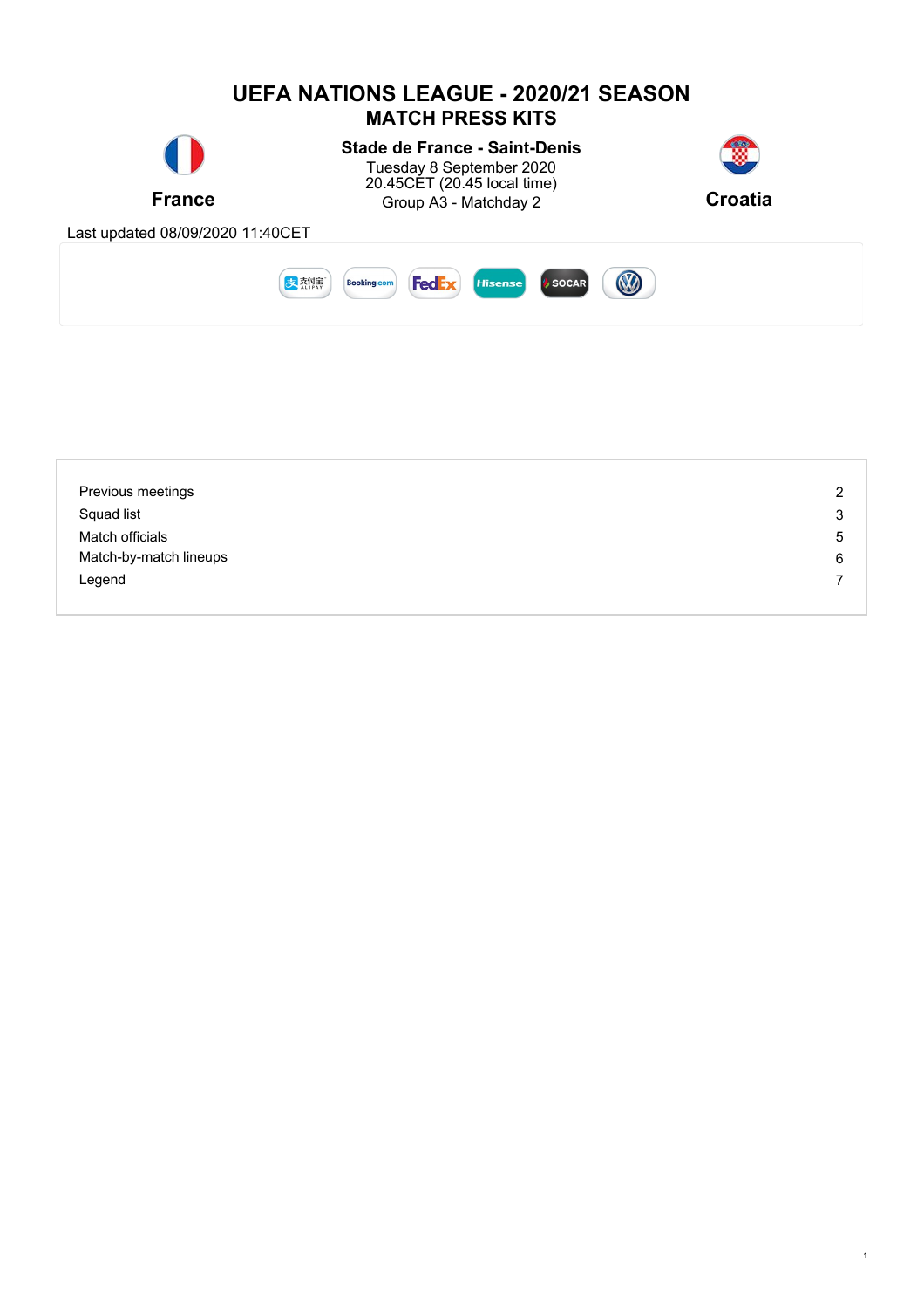# UEFA NATIONS LEAGUE - 2020/21 SEASON

## MATCH PRESS KITS

**France**

**Stade de France - Saint-Denis**
Tuesday 8 September 2020
20.45CET (20.45 local time)
Group A3 - Matchday 2

**Croatia**

Last updated 08/09/2020 11:40CET

| | |
|---|---|
| Previous meetings | 2 |
| Squad list | 3 |
| Match officials | 5 |
| Match-by-match lineups | 6 |
| Legend | 7 |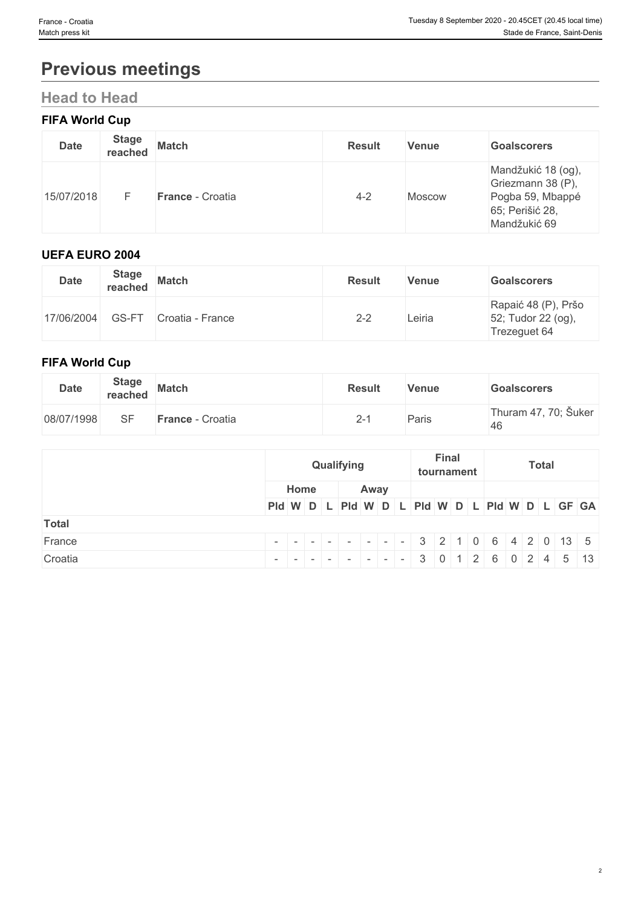# Previous meetings

## Head to Head

### FIFA World Cup

| Date | Stage reached | Match | Result | Venue | Goalscorers |
|---|---|---|---|---|---|
| 15/07/2018 | F | **France** - Croatia | 4-2 | Moscow | Mandžukić 18 (og), Griezmann 38 (P), Pogba 59, Mbappé 65; Perišić 28, Mandžukić 69 |

### UEFA EURO 2004

| Date | Stage reached | Match | Result | Venue | Goalscorers |
|---|---|---|---|---|---|
| 17/06/2004 | GS-FT | Croatia - France | 2-2 | Leiria | Rapaić 48 (P), Pršo 52; Tudor 22 (og), Trezeguet 64 |

### FIFA World Cup

| Date | Stage reached | Match | Result | Venue | Goalscorers |
|---|---|---|---|---|---|
| 08/07/1998 | SF | **France** - Croatia | 2-1 | Paris | Thuram 47, 70; Šuker 46 |

| | Qualifying | | | | | | | | Final tournament | | | | Total | | | | | |
|---|---|---|---|---|---|---|---|---|---|---|---|---|---|---|---|---|---|---|
| | Home | | | | Away | | | | | | | | | | | | | |
| | Pld | W | D | L | Pld | W | D | L | Pld | W | D | L | Pld | W | D | L | GF | GA |
| **Total** | | | | | | | | | | | | | | | | | | |
| France | - | - | - | - | - | - | - | - | 3 | 2 | 1 | 0 | 6 | 4 | 2 | 0 | 13 | 5 |
| Croatia | - | - | - | - | - | - | - | - | 3 | 0 | 1 | 2 | 6 | 0 | 2 | 4 | 5 | 13 |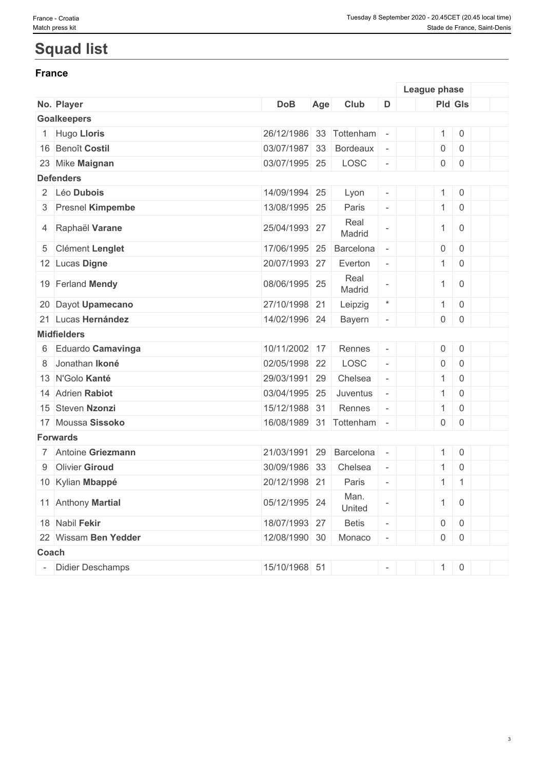# Squad list

## France

| No. | Player | DoB | Age | Club | D | | League phase | | | |
|---|---|---|---|---|---|---|---|---|---|---|
| | | | | | | | Pld | Gls | | |
| **Goalkeepers** | | | | | | | | | | |
| 1 | Hugo **Lloris** | 26/12/1986 | 33 | Tottenham | - | | 1 | 0 | | |
| 16 | Benoît **Costil** | 03/07/1987 | 33 | Bordeaux | - | | 0 | 0 | | |
| 23 | Mike **Maignan** | 03/07/1995 | 25 | LOSC | - | | 0 | 0 | | |
| **Defenders** | | | | | | | | | | |
| 2 | Léo **Dubois** | 14/09/1994 | 25 | Lyon | - | | 1 | 0 | | |
| 3 | Presnel **Kimpembe** | 13/08/1995 | 25 | Paris | - | | 1 | 0 | | |
| 4 | Raphaël **Varane** | 25/04/1993 | 27 | Real Madrid | - | | 1 | 0 | | |
| 5 | Clément **Lenglet** | 17/06/1995 | 25 | Barcelona | - | | 0 | 0 | | |
| 12 | Lucas **Digne** | 20/07/1993 | 27 | Everton | - | | 1 | 0 | | |
| 19 | Ferland **Mendy** | 08/06/1995 | 25 | Real Madrid | - | | 1 | 0 | | |
| 20 | Dayot **Upamecano** | 27/10/1998 | 21 | Leipzig | * | | 1 | 0 | | |
| 21 | Lucas **Hernández** | 14/02/1996 | 24 | Bayern | - | | 0 | 0 | | |
| **Midfielders** | | | | | | | | | | |
| 6 | Eduardo **Camavinga** | 10/11/2002 | 17 | Rennes | - | | 0 | 0 | | |
| 8 | Jonathan **Ikoné** | 02/05/1998 | 22 | LOSC | - | | 0 | 0 | | |
| 13 | N'Golo **Kanté** | 29/03/1991 | 29 | Chelsea | - | | 1 | 0 | | |
| 14 | Adrien **Rabiot** | 03/04/1995 | 25 | Juventus | - | | 1 | 0 | | |
| 15 | Steven **Nzonzi** | 15/12/1988 | 31 | Rennes | - | | 1 | 0 | | |
| 17 | Moussa **Sissoko** | 16/08/1989 | 31 | Tottenham | - | | 0 | 0 | | |
| **Forwards** | | | | | | | | | | |
| 7 | Antoine **Griezmann** | 21/03/1991 | 29 | Barcelona | - | | 1 | 0 | | |
| 9 | Olivier **Giroud** | 30/09/1986 | 33 | Chelsea | - | | 1 | 0 | | |
| 10 | Kylian **Mbappé** | 20/12/1998 | 21 | Paris | - | | 1 | 1 | | |
| 11 | Anthony **Martial** | 05/12/1995 | 24 | Man. United | - | | 1 | 0 | | |
| 18 | Nabil **Fekir** | 18/07/1993 | 27 | Betis | - | | 0 | 0 | | |
| 22 | Wissam **Ben Yedder** | 12/08/1990 | 30 | Monaco | - | | 0 | 0 | | |
| **Coach** | | | | | | | | | | |
| - | Didier Deschamps | 15/10/1968 | 51 | | - | | 1 | 0 | | |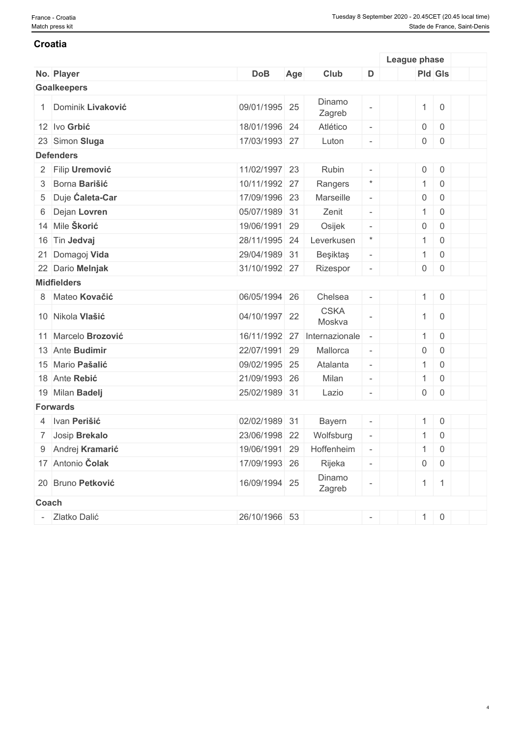## Croatia

| No. | Player | DoB | Age | Club | D | | League phase | | | |
|---|---|---|---|---|---|---|---|---|---|---|
| | | | | | | | Pld | Gls | | |
| **Goalkeepers** | | | | | | | | | | |
| 1 | Dominik **Livaković** | 09/01/1995 | 25 | Dinamo Zagreb | - | | 1 | 0 | | |
| 12 | Ivo **Grbić** | 18/01/1996 | 24 | Atlético | - | | 0 | 0 | | |
| 23 | Simon **Sluga** | 17/03/1993 | 27 | Luton | - | | 0 | 0 | | |
| **Defenders** | | | | | | | | | | |
| 2 | Filip **Uremović** | 11/02/1997 | 23 | Rubin | - | | 0 | 0 | | |
| 3 | Borna **Barišić** | 10/11/1992 | 27 | Rangers | * | | 1 | 0 | | |
| 5 | Duje **Ćaleta-Car** | 17/09/1996 | 23 | Marseille | - | | 0 | 0 | | |
| 6 | Dejan **Lovren** | 05/07/1989 | 31 | Zenit | - | | 1 | 0 | | |
| 14 | Mile **Škorić** | 19/06/1991 | 29 | Osijek | - | | 0 | 0 | | |
| 16 | Tin **Jedvaj** | 28/11/1995 | 24 | Leverkusen | * | | 1 | 0 | | |
| 21 | Domagoj **Vida** | 29/04/1989 | 31 | Beşiktaş | - | | 1 | 0 | | |
| 22 | Dario **Melnjak** | 31/10/1992 | 27 | Rizespor | - | | 0 | 0 | | |
| **Midfielders** | | | | | | | | | | |
| 8 | Mateo **Kovačić** | 06/05/1994 | 26 | Chelsea | - | | 1 | 0 | | |
| 10 | Nikola **Vlašić** | 04/10/1997 | 22 | CSKA Moskva | - | | 1 | 0 | | |
| 11 | Marcelo **Brozović** | 16/11/1992 | 27 | Internazionale | - | | 1 | 0 | | |
| 13 | Ante **Budimir** | 22/07/1991 | 29 | Mallorca | - | | 0 | 0 | | |
| 15 | Mario **Pašalić** | 09/02/1995 | 25 | Atalanta | - | | 1 | 0 | | |
| 18 | Ante **Rebić** | 21/09/1993 | 26 | Milan | - | | 1 | 0 | | |
| 19 | Milan **Badelj** | 25/02/1989 | 31 | Lazio | - | | 0 | 0 | | |
| **Forwards** | | | | | | | | | | |
| 4 | Ivan **Perišić** | 02/02/1989 | 31 | Bayern | - | | 1 | 0 | | |
| 7 | Josip **Brekalo** | 23/06/1998 | 22 | Wolfsburg | - | | 1 | 0 | | |
| 9 | Andrej **Kramarić** | 19/06/1991 | 29 | Hoffenheim | - | | 1 | 0 | | |
| 17 | Antonio **Čolak** | 17/09/1993 | 26 | Rijeka | - | | 0 | 0 | | |
| 20 | Bruno **Petković** | 16/09/1994 | 25 | Dinamo Zagreb | - | | 1 | 1 | | |
| **Coach** | | | | | | | | | | |
| - | Zlatko Dalić | 26/10/1966 | 53 | | - | | 1 | 0 | | |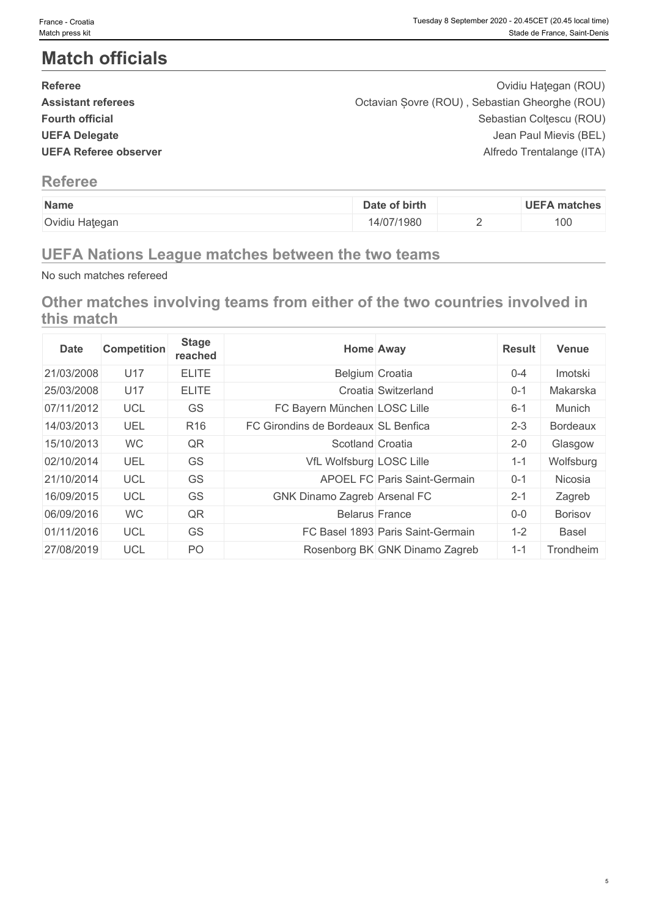# Match officials

| | |
|---|---|
| **Referee** | Ovidiu Haţegan (ROU) |
| **Assistant referees** | Octavian Șovre (ROU) , Sebastian Gheorghe (ROU) |
| **Fourth official** | Sebastian Colţescu (ROU) |
| **UEFA Delegate** | Jean Paul Mievis (BEL) |
| **UEFA Referee observer** | Alfredo Trentalange (ITA) |

## Referee

| Name | Date of birth | | UEFA matches |
|---|---|---|---|
| Ovidiu Haţegan | 14/07/1980 | 2 | 100 |

## UEFA Nations League matches between the two teams

No such matches refereed

## Other matches involving teams from either of the two countries involved in this match

| Date | Competition | Stage reached | Home | Away | Result | Venue |
|---|---|---|---|---|---|---|
| 21/03/2008 | U17 | ELITE | Belgium | Croatia | 0-4 | Imotski |
| 25/03/2008 | U17 | ELITE | Croatia | Switzerland | 0-1 | Makarska |
| 07/11/2012 | UCL | GS | FC Bayern München | LOSC Lille | 6-1 | Munich |
| 14/03/2013 | UEL | R16 | FC Girondins de Bordeaux | SL Benfica | 2-3 | Bordeaux |
| 15/10/2013 | WC | QR | Scotland | Croatia | 2-0 | Glasgow |
| 02/10/2014 | UEL | GS | VfL Wolfsburg | LOSC Lille | 1-1 | Wolfsburg |
| 21/10/2014 | UCL | GS | APOEL FC | Paris Saint-Germain | 0-1 | Nicosia |
| 16/09/2015 | UCL | GS | GNK Dinamo Zagreb | Arsenal FC | 2-1 | Zagreb |
| 06/09/2016 | WC | QR | Belarus | France | 0-0 | Borisov |
| 01/11/2016 | UCL | GS | FC Basel 1893 | Paris Saint-Germain | 1-2 | Basel |
| 27/08/2019 | UCL | PO | Rosenborg BK | GNK Dinamo Zagreb | 1-1 | Trondheim |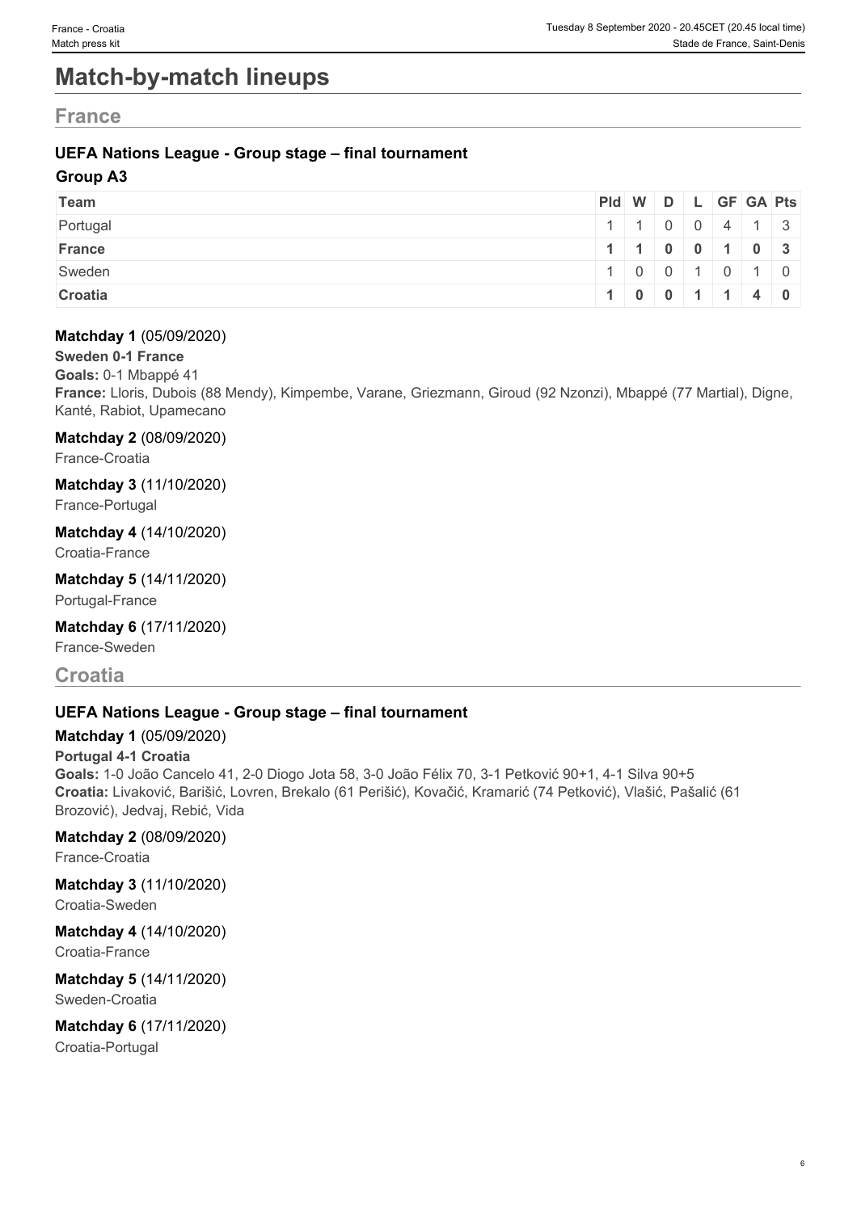# Match-by-match lineups

## France

### UEFA Nations League - Group stage – final tournament

#### Group A3

| Team | Pld | W | D | L | GF | GA | Pts |
|---|---|---|---|---|---|---|---|
| Portugal | 1 | 1 | 0 | 0 | 4 | 1 | 3 |
| **France** | **1** | **1** | **0** | **0** | **1** | **0** | **3** |
| Sweden | 1 | 0 | 0 | 1 | 0 | 1 | 0 |
| **Croatia** | **1** | **0** | **0** | **1** | **1** | **4** | **0** |

**Matchday 1** (05/09/2020)

**Sweden 0-1 France**

**Goals:** 0-1 Mbappé 41

**France:** Lloris, Dubois (88 Mendy), Kimpembe, Varane, Griezmann, Giroud (92 Nzonzi), Mbappé (77 Martial), Digne, Kanté, Rabiot, Upamecano

**Matchday 2** (08/09/2020)

France-Croatia

**Matchday 3** (11/10/2020)

France-Portugal

**Matchday 4** (14/10/2020)

Croatia-France

**Matchday 5** (14/11/2020)

Portugal-France

**Matchday 6** (17/11/2020)

France-Sweden

## Croatia

### UEFA Nations League - Group stage – final tournament

**Matchday 1** (05/09/2020)

**Portugal 4-1 Croatia**

**Goals:** 1-0 João Cancelo 41, 2-0 Diogo Jota 58, 3-0 João Félix 70, 3-1 Petković 90+1, 4-1 Silva 90+5

**Croatia:** Livaković, Barišić, Lovren, Brekalo (61 Perišić), Kovačić, Kramarić (74 Petković), Vlašić, Pašalić (61 Brozović), Jedvaj, Rebić, Vida

**Matchday 2** (08/09/2020)

France-Croatia

**Matchday 3** (11/10/2020)

Croatia-Sweden

**Matchday 4** (14/10/2020)

Croatia-France

**Matchday 5** (14/11/2020)

Sweden-Croatia

**Matchday 6** (17/11/2020)

Croatia-Portugal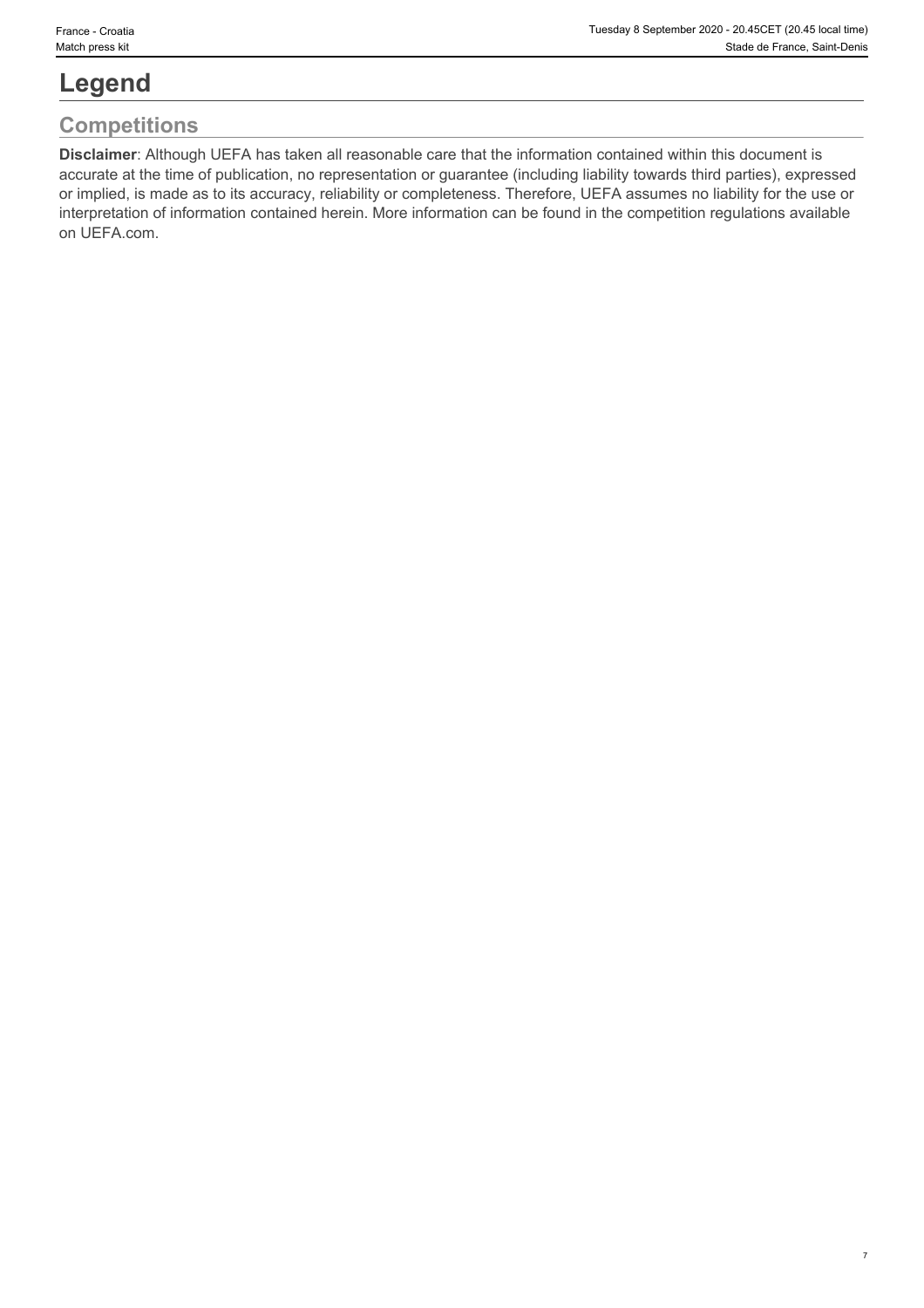# Legend

## Competitions

**Disclaimer**: Although UEFA has taken all reasonable care that the information contained within this document is accurate at the time of publication, no representation or guarantee (including liability towards third parties), expressed or implied, is made as to its accuracy, reliability or completeness. Therefore, UEFA assumes no liability for the use or interpretation of information contained herein. More information can be found in the competition regulations available on UEFA.com.